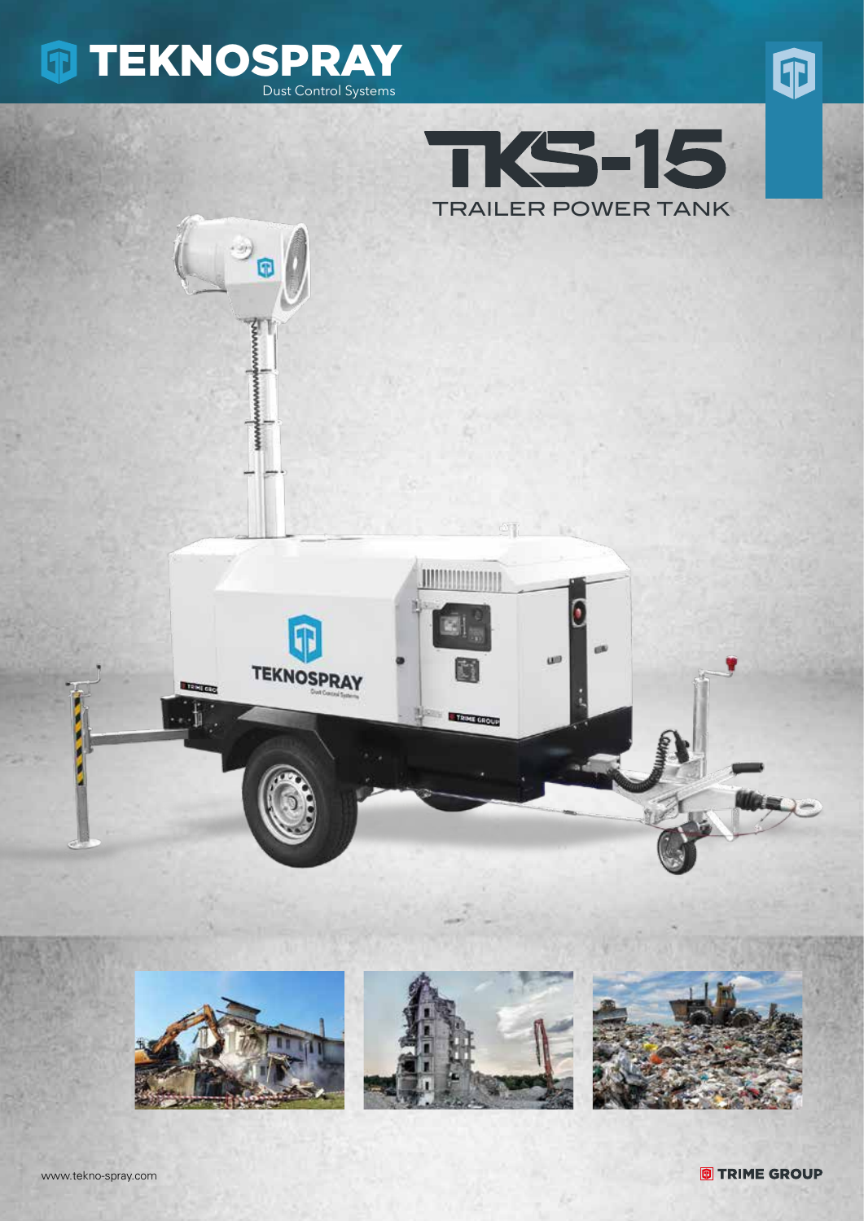# TEKNOSPRAY

Dust Control Systems

# TKS-15

## TRAILER POWER TANK

www.tekno-spray.com

TRIME GROUP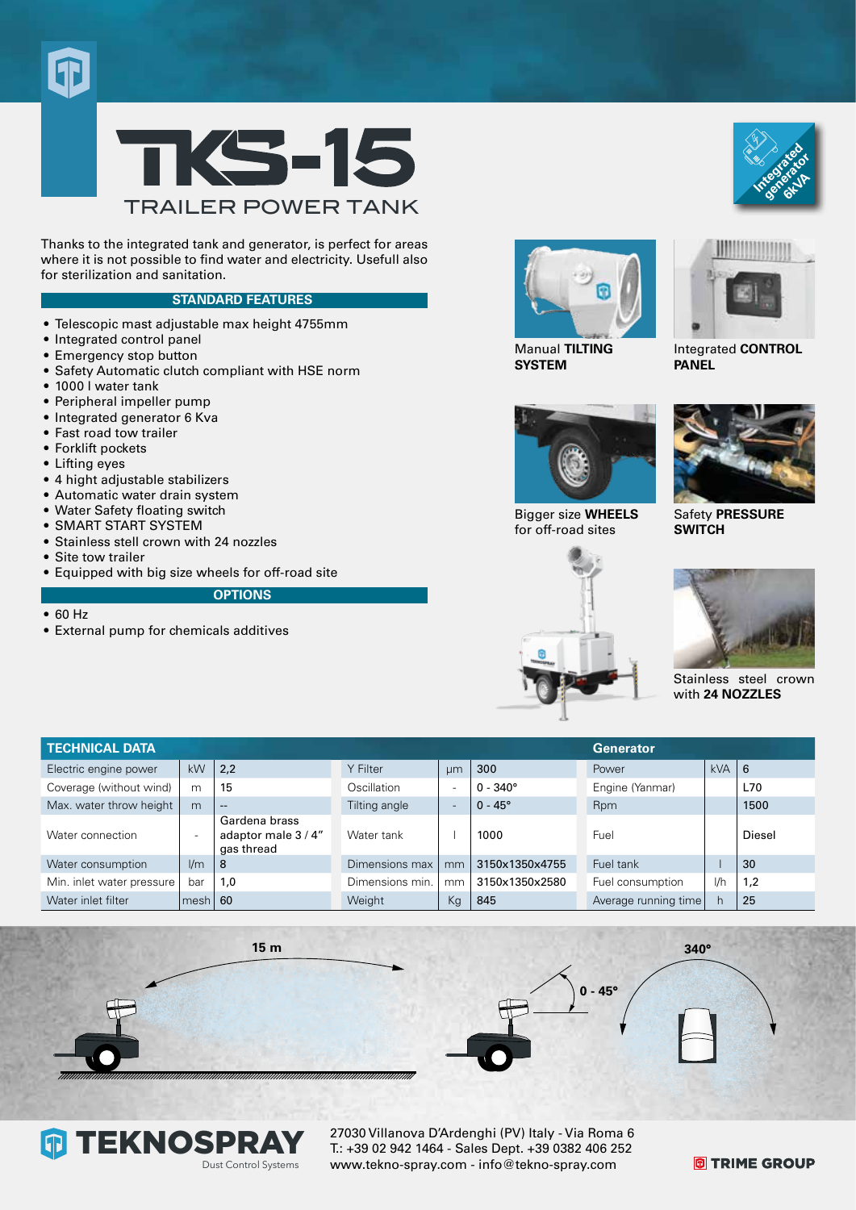# TKS-15

## TRAILER POWER TANK

Thanks to the integrated tank and generator, is perfect for areas where it is not possible to find water and electricity. Usefull also for sterilization and sanitation.

Integrated generator 6kVA

### STANDARD FEATURES

- Telescopic mast adjustable max height 4755mm
- Integrated control panel
- Emergency stop button
- Safety Automatic clutch compliant with HSE norm
- 1000 l water tank
- Peripheral impeller pump
- Integrated generator 6 Kva
- Fast road tow trailer
- Forklift pockets
- Lifting eyes
- 4 hight adjustable stabilizers
- Automatic water drain system
- Water Safety floating switch
- SMART START SYSTEM
- Stainless stell crown with 24 nozzles
- Site tow trailer
- Equipped with big size wheels for off-road site

### OPTIONS

- 60 Hz
- External pump for chemicals additives

Manual **TILTING SYSTEM**

Integrated **CONTROL PANEL**

Bigger size **WHEELS** for off-road sites

Safety **PRESSURE SWITCH**

Stainless steel crown with **24 NOZZLES**

### TECHNICAL DATA

| TECHNICAL DATA | | | | | | Generator | | |
|---|---|---|---|---|---|---|---|---|
| Electric engine power | kW | 2,2 | Y Filter | µm | 300 | Power | kVA | 6 |
| Coverage (without wind) | m | 15 | Oscillation | - | 0 - 340° | Engine (Yanmar) | | L70 |
| Max. water throw height | m | -- | Tilting angle | - | 0 - 45° | Rpm | | 1500 |
| Water connection | - | Gardena brass adaptor male 3 / 4" gas thread | Water tank | l | 1000 | Fuel | | Diesel |
| Water consumption | l/m | 8 | Dimensions max | mm | 3150x1350x4755 | Fuel tank | l | 30 |
| Min. inlet water pressure | bar | 1,0 | Dimensions min. | mm | 3150x1350x2580 | Fuel consumption | l/h | 1,2 |
| Water inlet filter | mesh | 60 | Weight | Kg | 845 | Average running time | h | 25 |

15 m

0 - 45°

340°

**TEKNOSPRAY** Dust Control Systems

27030 Villanova D'Ardenghi (PV) Italy - Via Roma 6
T.: +39 02 942 1464 - Sales Dept. +39 0382 406 252
www.tekno-spray.com - info@tekno-spray.com

TRIME GROUP